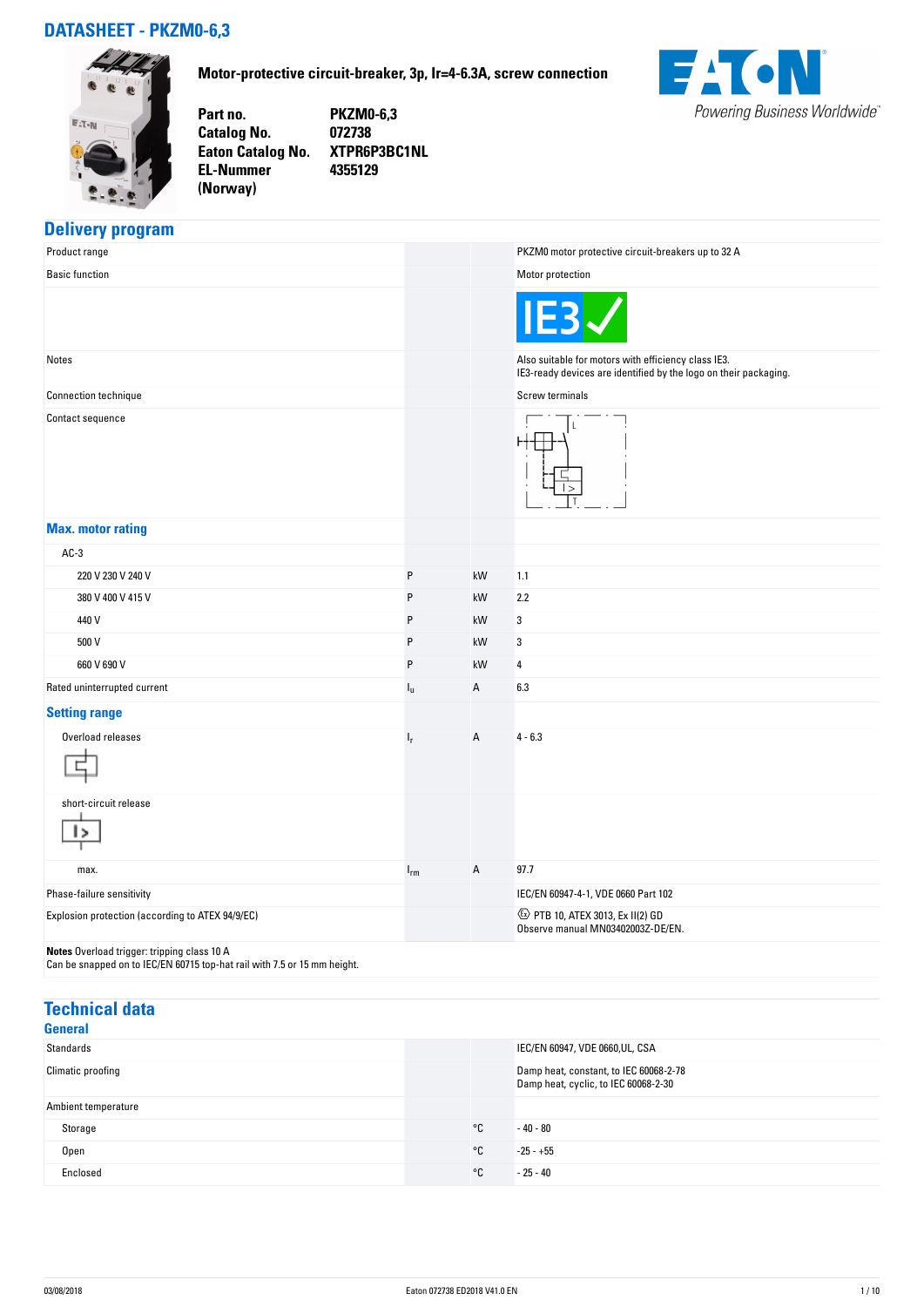# DATASHEET - PKZM0-6,3

**Motor-protective circuit-breaker, 3p, Ir=4-6.3A, screw connection**

| | |
|---|---|
| **Part no.** | **PKZM0-6,3** |
| **Catalog No.** | **072738** |
| **Eaton Catalog No.** | **XTPR6P3BC1NL** |
| **EL-Nummer (Norway)** | **4355129** |

## Delivery program

| | | | |
|---|---|---|---|
| Product range | | | PKZM0 motor protective circuit-breakers up to 32 A |
| Basic function | | | Motor protection |
| | | | IE3 |
| Notes | | | Also suitable for motors with efficiency class IE3.<br>IE3-ready devices are identified by the logo on their packaging. |
| Connection technique | | | Screw terminals |
| Contact sequence | | | |
| **Max. motor rating** | | | |
| AC-3 | | | |
| 220 V 230 V 240 V | P | kW | 1.1 |
| 380 V 400 V 415 V | P | kW | 2.2 |
| 440 V | P | kW | 3 |
| 500 V | P | kW | 3 |
| 660 V 690 V | P | kW | 4 |
| Rated uninterrupted current | $I_u$ | A | 6.3 |
| **Setting range** | | | |
| Overload releases | $I_r$ | A | 4 - 6.3 |
| short-circuit release | | | |
| max. | $I_{rm}$ | A | 97.7 |
| Phase-failure sensitivity | | | IEC/EN 60947-4-1, VDE 0660 Part 102 |
| Explosion protection (according to ATEX 94/9/EC) | | | PTB 10, ATEX 3013, Ex II(2) GD<br>Observe manual MN03402003Z-DE/EN. |

**Notes** Overload trigger: tripping class 10 A
Can be snapped on to IEC/EN 60715 top-hat rail with 7.5 or 15 mm height.

## Technical data

### General

| | | | |
|---|---|---|---|
| Standards | | | IEC/EN 60947, VDE 0660,UL, CSA |
| Climatic proofing | | | Damp heat, constant, to IEC 60068-2-78<br>Damp heat, cyclic, to IEC 60068-2-30 |
| Ambient temperature | | | |
| Storage | | °C | - 40 - 80 |
| Open | | °C | -25 - +55 |
| Enclosed | | °C | - 25 - 40 |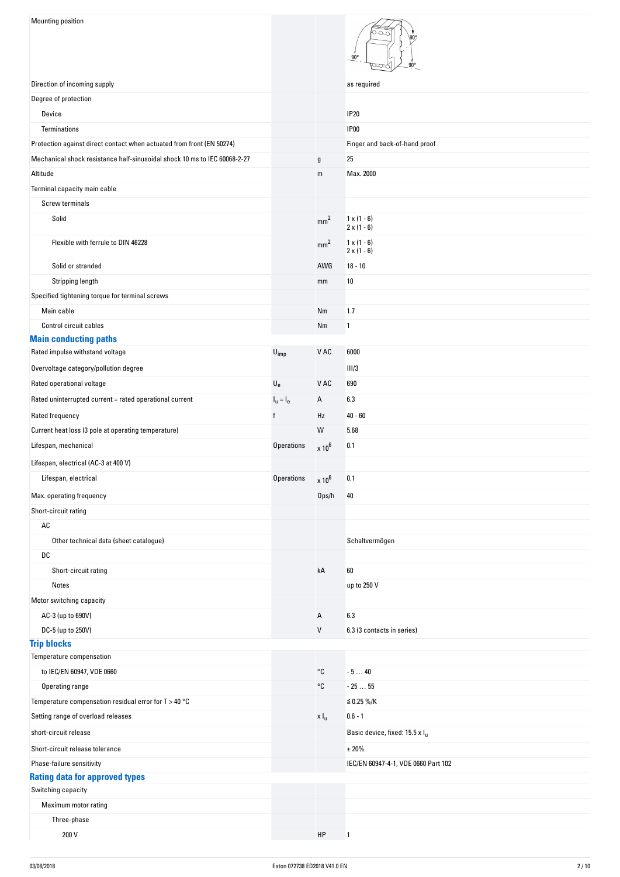| | | | |
|---|---|---|---|
| Mounting position | | | 90° 90° 90° |
| Direction of incoming supply | | | as required |
| Degree of protection | | | |
| Device | | | IP20 |
| Terminations | | | IP00 |
| Protection against direct contact when actuated from front (EN 50274) | | | Finger and back-of-hand proof |
| Mechanical shock resistance half-sinusoidal shock 10 ms to IEC 60068-2-27 | | g | 25 |
| Altitude | | m | Max. 2000 |
| Terminal capacity main cable | | | |
| Screw terminals | | | |
| Solid | | $mm^2$ | 1 x (1 - 6)<br>2 x (1 - 6) |
| Flexible with ferrule to DIN 46228 | | $mm^2$ | 1 x (1 - 6)<br>2 x (1 - 6) |
| Solid or stranded | | AWG | 18 - 10 |
| Stripping length | | mm | 10 |
| Specified tightening torque for terminal screws | | | |
| Main cable | | Nm | 1.7 |
| Control circuit cables | | Nm | 1 |

## Main conducting paths

| | | | |
|---|---|---|---|
| Rated impulse withstand voltage | $U_{imp}$ | V AC | 6000 |
| Overvoltage category/pollution degree | | | III/3 |
| Rated operational voltage | $U_e$ | V AC | 690 |
| Rated uninterrupted current = rated operational current | $I_u = I_e$ | A | 6.3 |
| Rated frequency | f | Hz | 40 - 60 |
| Current heat loss (3 pole at operating temperature) | | W | 5.68 |
| Lifespan, mechanical | Operations | x $10^6$ | 0.1 |
| Lifespan, electrical (AC-3 at 400 V) | | | |
| Lifespan, electrical | Operations | x $10^6$ | 0.1 |
| Max. operating frequency | | Ops/h | 40 |
| Short-circuit rating | | | |
| AC | | | |
| Other technical data (sheet catalogue) | | | Schaltvermögen |
| DC | | | |
| Short-circuit rating | | kA | 60 |
| Notes | | | up to 250 V |
| Motor switching capacity | | | |
| AC-3 (up to 690V) | | A | 6.3 |
| DC-5 (up to 250V) | | V | 6.3 (3 contacts in series) |

## Trip blocks

| | | | |
|---|---|---|---|
| Temperature compensation | | | |
| to IEC/EN 60947, VDE 0660 | | °C | - 5 … 40 |
| Operating range | | °C | - 25 … 55 |
| Temperature compensation residual error for T > 40 °C | | | ≦ 0.25 %/K |
| Setting range of overload releases | | x $I_u$ | 0.6 - 1 |
| short-circuit release | | | Basic device, fixed: 15.5 x $I_u$ |
| Short-circuit release tolerance | | | ± 20% |
| Phase-failure sensitivity | | | IEC/EN 60947-4-1, VDE 0660 Part 102 |

## Rating data for approved types

| | | | |
|---|---|---|---|
| Switching capacity | | | |
| Maximum motor rating | | | |
| Three-phase | | | |
| 200 V | | HP | 1 |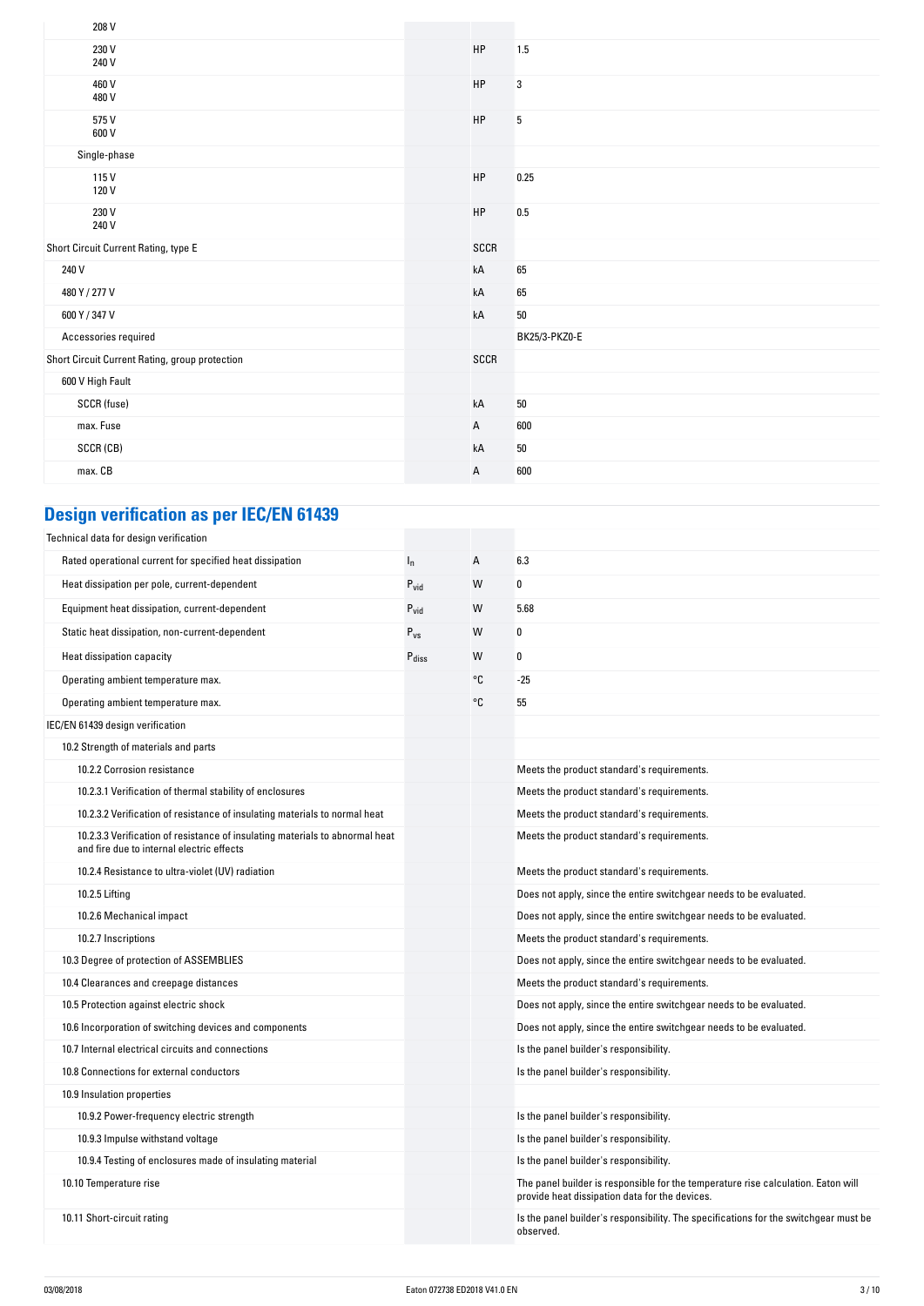| | | | |
|---|---|---|---|
| 208 V | | | |
| 230 V<br>240 V | | HP | 1.5 |
| 460 V<br>480 V | | HP | 3 |
| 575 V<br>600 V | | HP | 5 |
| Single-phase | | | |
| 115 V<br>120 V | | HP | 0.25 |
| 230 V<br>240 V | | HP | 0.5 |
| Short Circuit Current Rating, type E | | SCCR | |
| 240 V | | kA | 65 |
| 480 Y / 277 V | | kA | 65 |
| 600 Y / 347 V | | kA | 50 |
| Accessories required | | | BK25/3-PKZ0-E |
| Short Circuit Current Rating, group protection | | SCCR | |
| 600 V High Fault | | | |
| SCCR (fuse) | | kA | 50 |
| max. Fuse | | A | 600 |
| SCCR (CB) | | kA | 50 |
| max. CB | | A | 600 |

## Design verification as per IEC/EN 61439

| | | | |
|---|---|---|---|
| Technical data for design verification | | | |
| Rated operational current for specified heat dissipation | $I_n$ | A | 6.3 |
| Heat dissipation per pole, current-dependent | $P_{vid}$ | W | 0 |
| Equipment heat dissipation, current-dependent | $P_{vid}$ | W | 5.68 |
| Static heat dissipation, non-current-dependent | $P_{vs}$ | W | 0 |
| Heat dissipation capacity | $P_{diss}$ | W | 0 |
| Operating ambient temperature max. | | °C | -25 |
| Operating ambient temperature max. | | °C | 55 |
| IEC/EN 61439 design verification | | | |
| 10.2 Strength of materials and parts | | | |
| 10.2.2 Corrosion resistance | | | Meets the product standard's requirements. |
| 10.2.3.1 Verification of thermal stability of enclosures | | | Meets the product standard's requirements. |
| 10.2.3.2 Verification of resistance of insulating materials to normal heat | | | Meets the product standard's requirements. |
| 10.2.3.3 Verification of resistance of insulating materials to abnormal heat and fire due to internal electric effects | | | Meets the product standard's requirements. |
| 10.2.4 Resistance to ultra-violet (UV) radiation | | | Meets the product standard's requirements. |
| 10.2.5 Lifting | | | Does not apply, since the entire switchgear needs to be evaluated. |
| 10.2.6 Mechanical impact | | | Does not apply, since the entire switchgear needs to be evaluated. |
| 10.2.7 Inscriptions | | | Meets the product standard's requirements. |
| 10.3 Degree of protection of ASSEMBLIES | | | Does not apply, since the entire switchgear needs to be evaluated. |
| 10.4 Clearances and creepage distances | | | Meets the product standard's requirements. |
| 10.5 Protection against electric shock | | | Does not apply, since the entire switchgear needs to be evaluated. |
| 10.6 Incorporation of switching devices and components | | | Does not apply, since the entire switchgear needs to be evaluated. |
| 10.7 Internal electrical circuits and connections | | | Is the panel builder's responsibility. |
| 10.8 Connections for external conductors | | | Is the panel builder's responsibility. |
| 10.9 Insulation properties | | | |
| 10.9.2 Power-frequency electric strength | | | Is the panel builder's responsibility. |
| 10.9.3 Impulse withstand voltage | | | Is the panel builder's responsibility. |
| 10.9.4 Testing of enclosures made of insulating material | | | Is the panel builder's responsibility. |
| 10.10 Temperature rise | | | The panel builder is responsible for the temperature rise calculation. Eaton will provide heat dissipation data for the devices. |
| 10.11 Short-circuit rating | | | Is the panel builder's responsibility. The specifications for the switchgear must be observed. |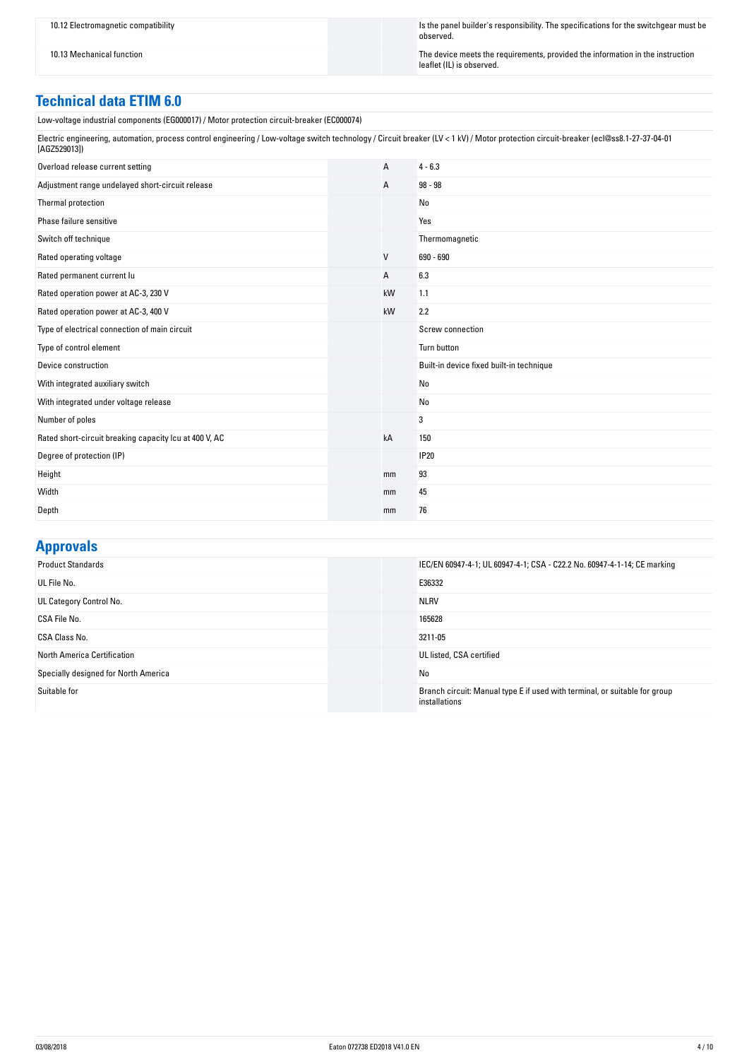| | | |
|---|---|---|
| 10.12 Electromagnetic compatibility | | Is the panel builder's responsibility. The specifications for the switchgear must be observed. |
| 10.13 Mechanical function | | The device meets the requirements, provided the information in the instruction leaflet (IL) is observed. |

## Technical data ETIM 6.0

Low-voltage industrial components (EG000017) / Motor protection circuit-breaker (EC000074)

Electric engineering, automation, process control engineering / Low-voltage switch technology / Circuit breaker (LV < 1 kV) / Motor protection circuit-breaker (ecl@ss8.1-27-37-04-01 [AGZ529013])

| | | |
|---|---|---|
| Overload release current setting | A | 4 - 6.3 |
| Adjustment range undelayed short-circuit release | A | 98 - 98 |
| Thermal protection | | No |
| Phase failure sensitive | | Yes |
| Switch off technique | | Thermomagnetic |
| Rated operating voltage | V | 690 - 690 |
| Rated permanent current Iu | A | 6.3 |
| Rated operation power at AC-3, 230 V | kW | 1.1 |
| Rated operation power at AC-3, 400 V | kW | 2.2 |
| Type of electrical connection of main circuit | | Screw connection |
| Type of control element | | Turn button |
| Device construction | | Built-in device fixed built-in technique |
| With integrated auxiliary switch | | No |
| With integrated under voltage release | | No |
| Number of poles | | 3 |
| Rated short-circuit breaking capacity Icu at 400 V, AC | kA | 150 |
| Degree of protection (IP) | | IP20 |
| Height | mm | 93 |
| Width | mm | 45 |
| Depth | mm | 76 |

## Approvals

| | | |
|---|---|---|
| Product Standards | | IEC/EN 60947-4-1; UL 60947-4-1; CSA - C22.2 No. 60947-4-1-14; CE marking |
| UL File No. | | E36332 |
| UL Category Control No. | | NLRV |
| CSA File No. | | 165628 |
| CSA Class No. | | 3211-05 |
| North America Certification | | UL listed, CSA certified |
| Specially designed for North America | | No |
| Suitable for | | Branch circuit: Manual type E if used with terminal, or suitable for group installations |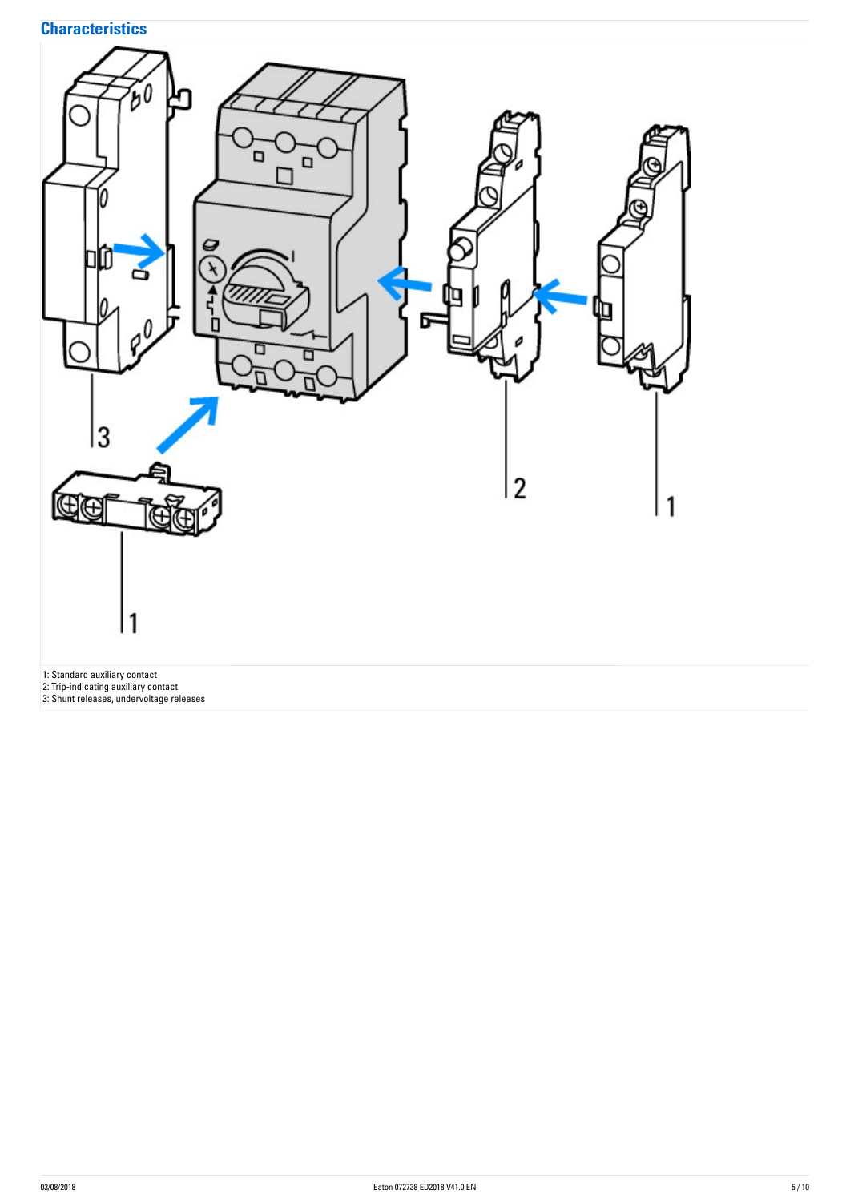## Characteristics

1: Standard auxiliary contact
2: Trip-indicating auxiliary contact
3: Shunt releases, undervoltage releases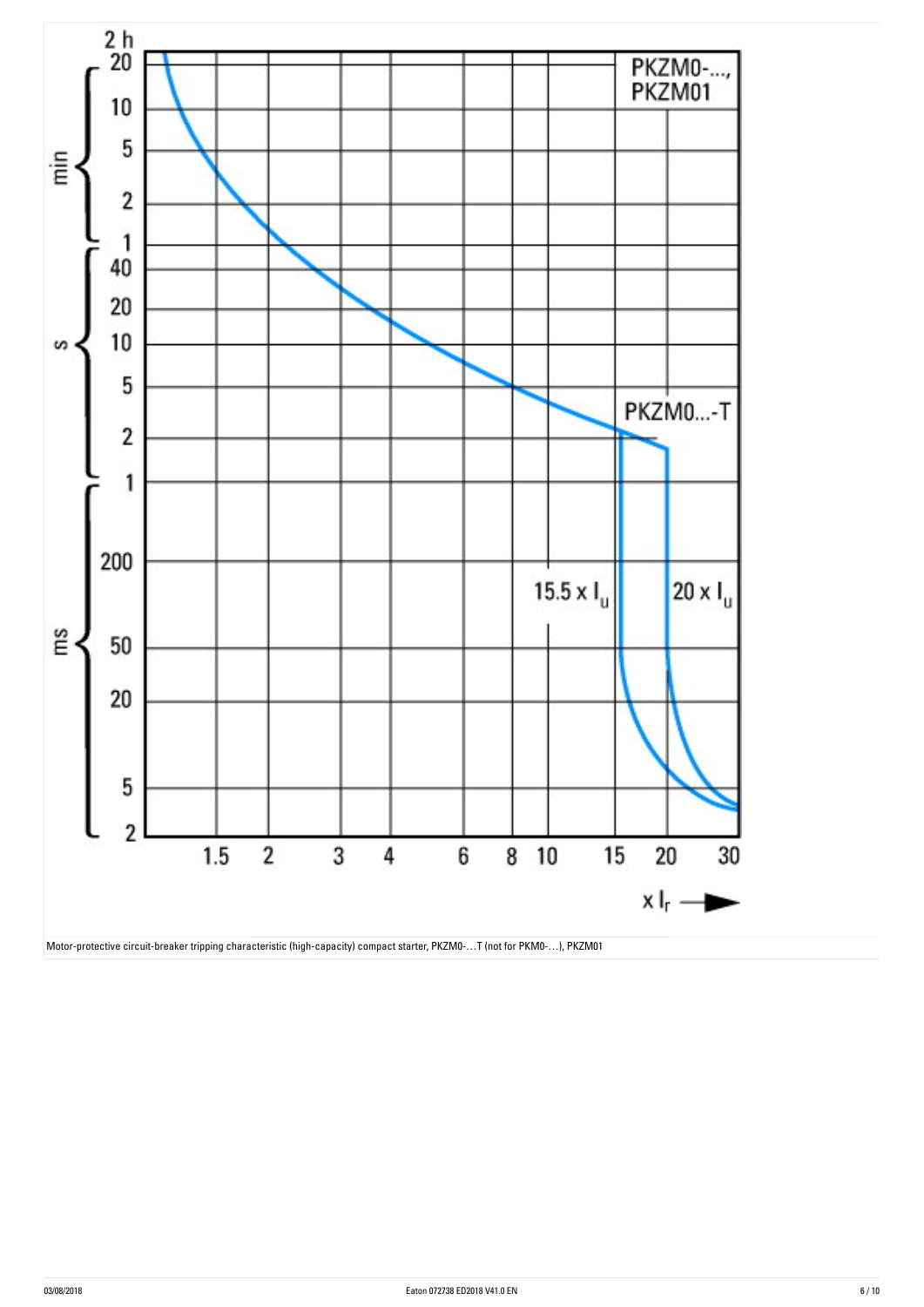Motor-protective circuit-breaker tripping characteristic (high-capacity) compact starter, PKZM0-…T (not for PKM0-…), PKZM01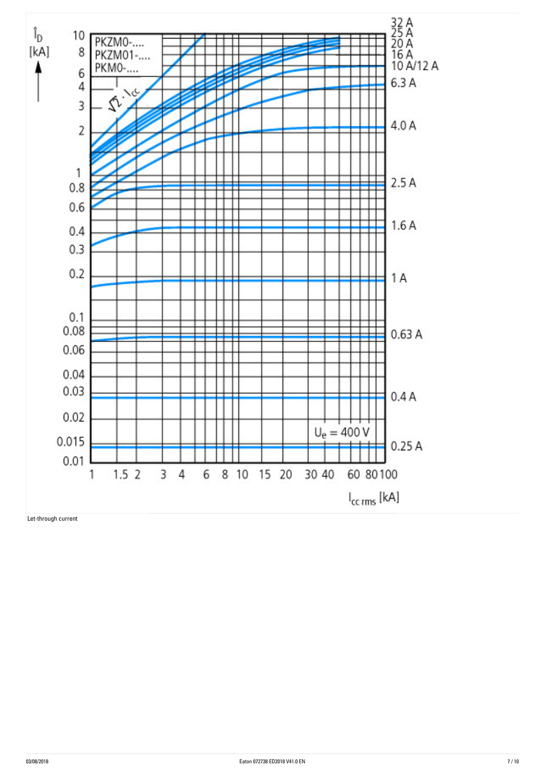Let-through current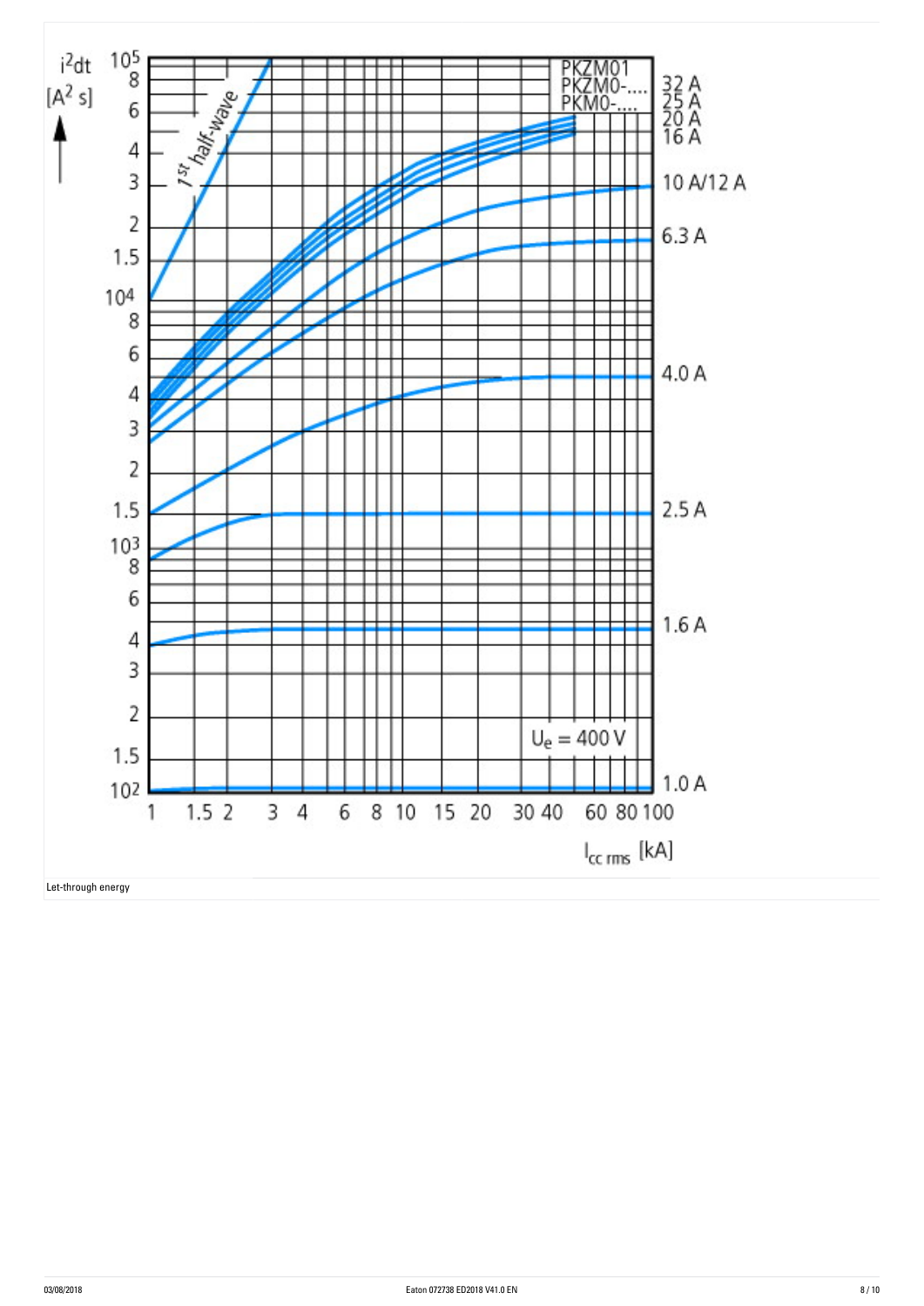Let-through energy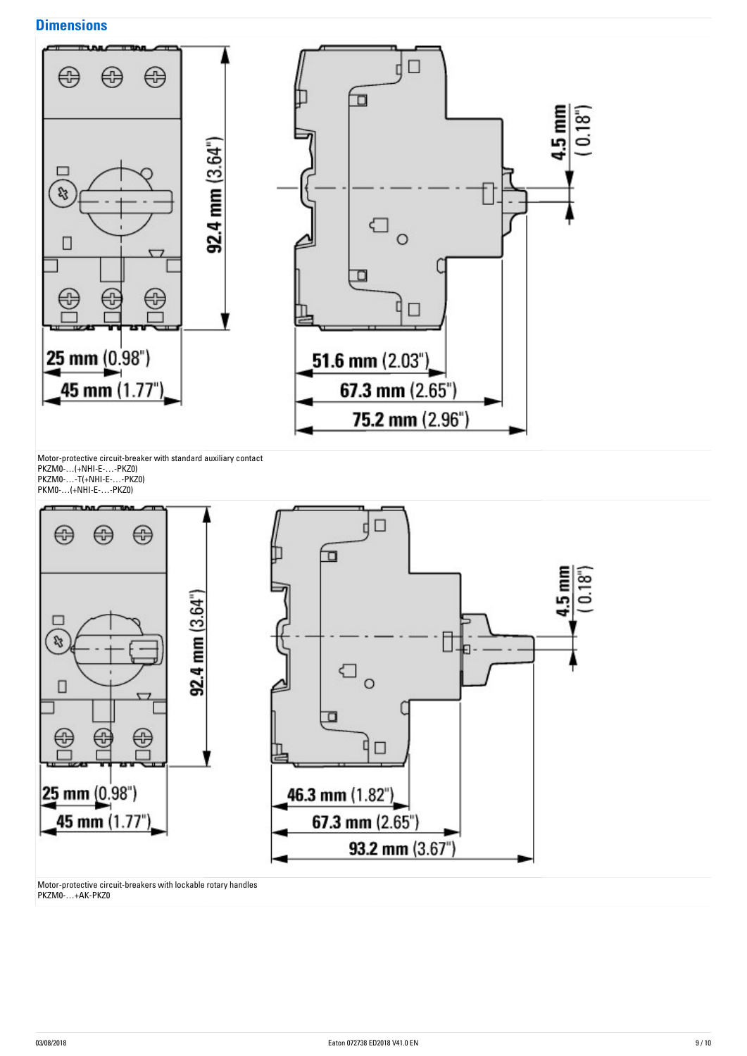## Dimensions

25 mm (0.98")

45 mm (1.77")

92.4 mm (3.64")

4.5 mm (0.18")

51.6 mm (2.03")

67.3 mm (2.65")

75.2 mm (2.96")

Motor-protective circuit-breaker with standard auxiliary contact
PKZM0-…(+NHI-E-…-PKZ0)
PKZM0-…-T(+NHI-E-…-PKZ0)
PKM0-…(+NHI-E-…-PKZ0)

25 mm (0.98")

45 mm (1.77")

92.4 mm (3.64")

4.5 mm (0.18")

46.3 mm (1.82")

67.3 mm (2.65")

93.2 mm (3.67")

Motor-protective circuit-breakers with lockable rotary handles
PKZM0-…+AK-PKZ0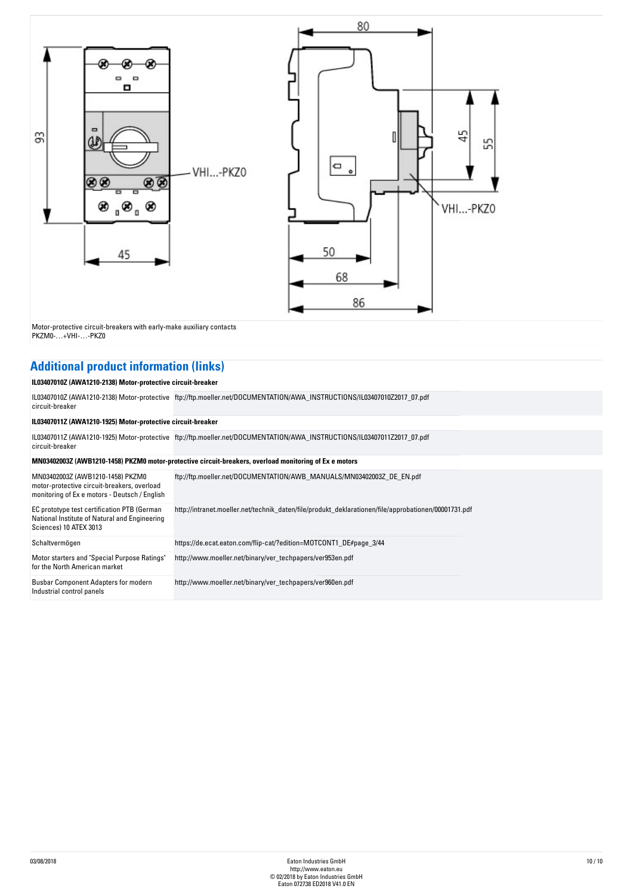93

45

VHI...-PKZ0

80

45

55

VHI...-PKZ0

50

68

86

Motor-protective circuit-breakers with early-make auxiliary contacts
PKZM0-…+VHI-…-PKZ0

## Additional product information (links)

**IL03407010Z (AWA1210-2138) Motor-protective circuit-breaker**

| | |
|---|---|
| IL03407010Z (AWA1210-2138) Motor-protective circuit-breaker | ftp://ftp.moeller.net/DOCUMENTATION/AWA_INSTRUCTIONS/IL03407010Z2017_07.pdf |

**IL03407011Z (AWA1210-1925) Motor-protective circuit-breaker**

| | |
|---|---|
| IL03407011Z (AWA1210-1925) Motor-protective circuit-breaker | ftp://ftp.moeller.net/DOCUMENTATION/AWA_INSTRUCTIONS/IL03407011Z2017_07.pdf |

**MN03402003Z (AWB1210-1458) PKZM0 motor-protective circuit-breakers, overload monitoring of Ex e motors**

| | |
|---|---|
| MN03402003Z (AWB1210-1458) PKZM0 motor-protective circuit-breakers, overload monitoring of Ex e motors - Deutsch / English | ftp://ftp.moeller.net/DOCUMENTATION/AWB_MANUALS/MN03402003Z_DE_EN.pdf |
| EC prototype test certification PTB (German National Institute of Natural and Engineering Sciences) 10 ATEX 3013 | http://intranet.moeller.net/technik_daten/file/produkt_deklarationen/file/approbationen/00001731.pdf |
| Schaltvermögen | https://de.ecat.eaton.com/flip-cat/?edition=MOTCONT1_DE#page_3/44 |
| Motor starters and "Special Purpose Ratings" for the North American market | http://www.moeller.net/binary/ver_techpapers/ver953en.pdf |
| Busbar Component Adapters for modern Industrial control panels | http://www.moeller.net/binary/ver_techpapers/ver960en.pdf |